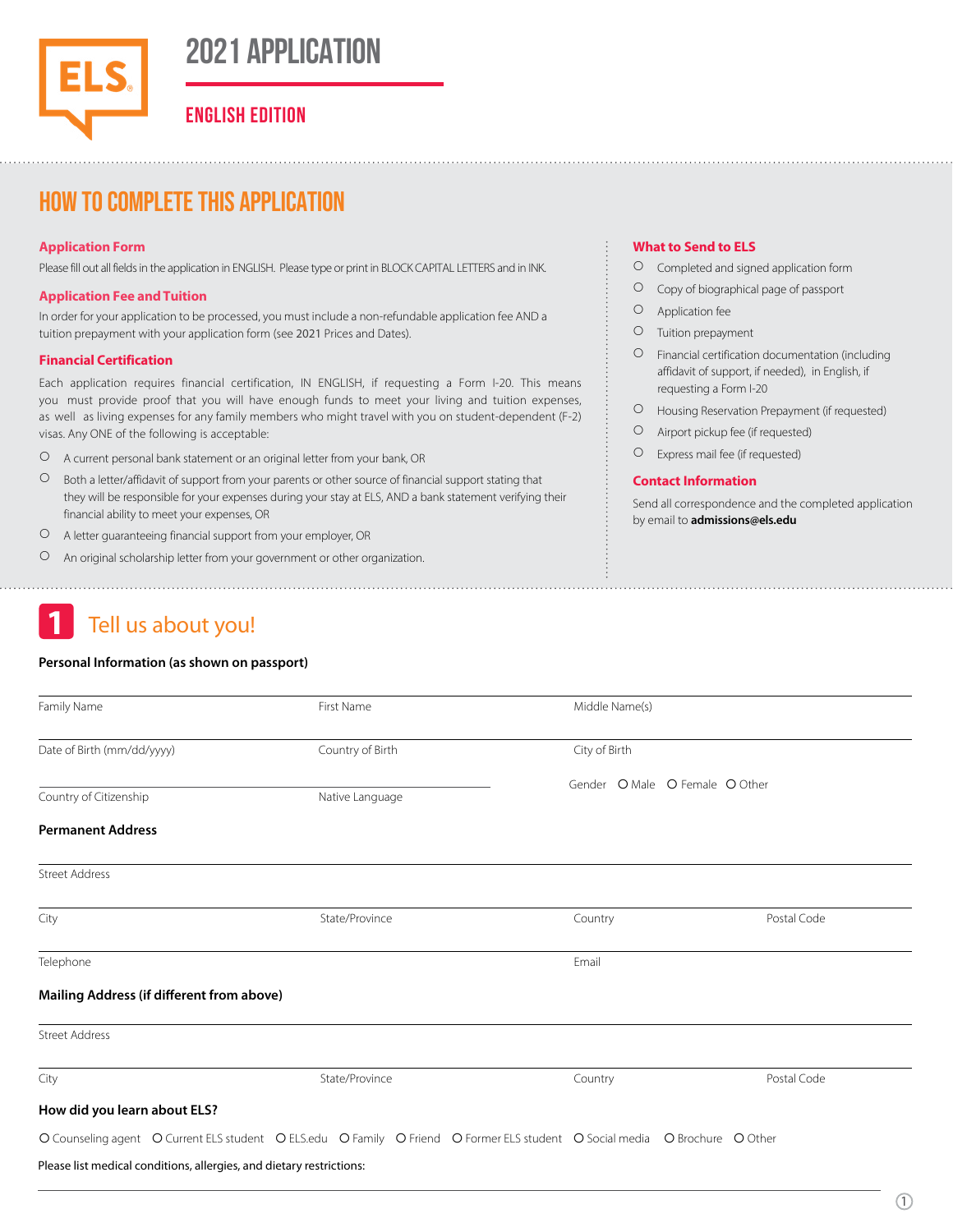# 2021 APPLICATION

## ENGLISH EDITION

## HOW TO COMPLETE THIS APPLICATION

### Application Form

Please fill out all fields in the application in ENGLISH. Please type or print in BLOCK CAPITAL LETTERS and in INK.

### Application Fee and Tuition

In order for your application to be processed, you must include a non-refundable application fee AND a tuition prepayment with your application form (see 2021 Prices and Dates).

### Financial Certification

Each application requires financial certification, IN ENGLISH, if requesting a Form I-20. This means you must provide proof that you will have enough funds to meet your living and tuition expenses, as well as living expenses for any family members who might travel with you on student-dependent (F-2) visas. Any ONE of the following is acceptable:

- A current personal bank statement or an original letter from your bank, OR
- Both a letter/affidavit of support from your parents or other source of financial support stating that they will be responsible for your expenses during your stay at ELS, AND a bank statement verifying their financial ability to meet your expenses, OR
- A letter guaranteeing financial support from your employer, OR
- An original scholarship letter from your government or other organization.

### What to Send to ELS

- Completed and signed application form
- Copy of biographical page of passport
- Application fee
- Tuition prepayment
- Financial certification documentation (including affidavit of support, if needed), in English, if requesting a Form I-20
- Housing Reservation Prepayment (if requested)
- Airport pickup fee (if requested)
- Express mail fee (if requested)

### Contact Information

Send all correspondence and the completed application by email to **admissions@els.edu**

## 1 Tell us about you!

**Personal Information (as shown on passport)**

Family Name | First Name | Middle Name(s)

Date of Birth (mm/dd/yyyy) | Country of Birth | City of Birth

Country of Citizenship | Native Language | Gender ○ Male ○ Female ○ Other

**Permanent Address**

Street Address

City | State/Province | Country | Postal Code

Telephone | Email

**Mailing Address (if different from above)**

Street Address

City | State/Province | Country | Postal Code

**How did you learn about ELS?**

○ Counseling agent ○ Current ELS student ○ ELS.edu ○ Family ○ Friend ○ Former ELS student ○ Social media ○ Brochure ○ Other

Please list medical conditions, allergies, and dietary restrictions: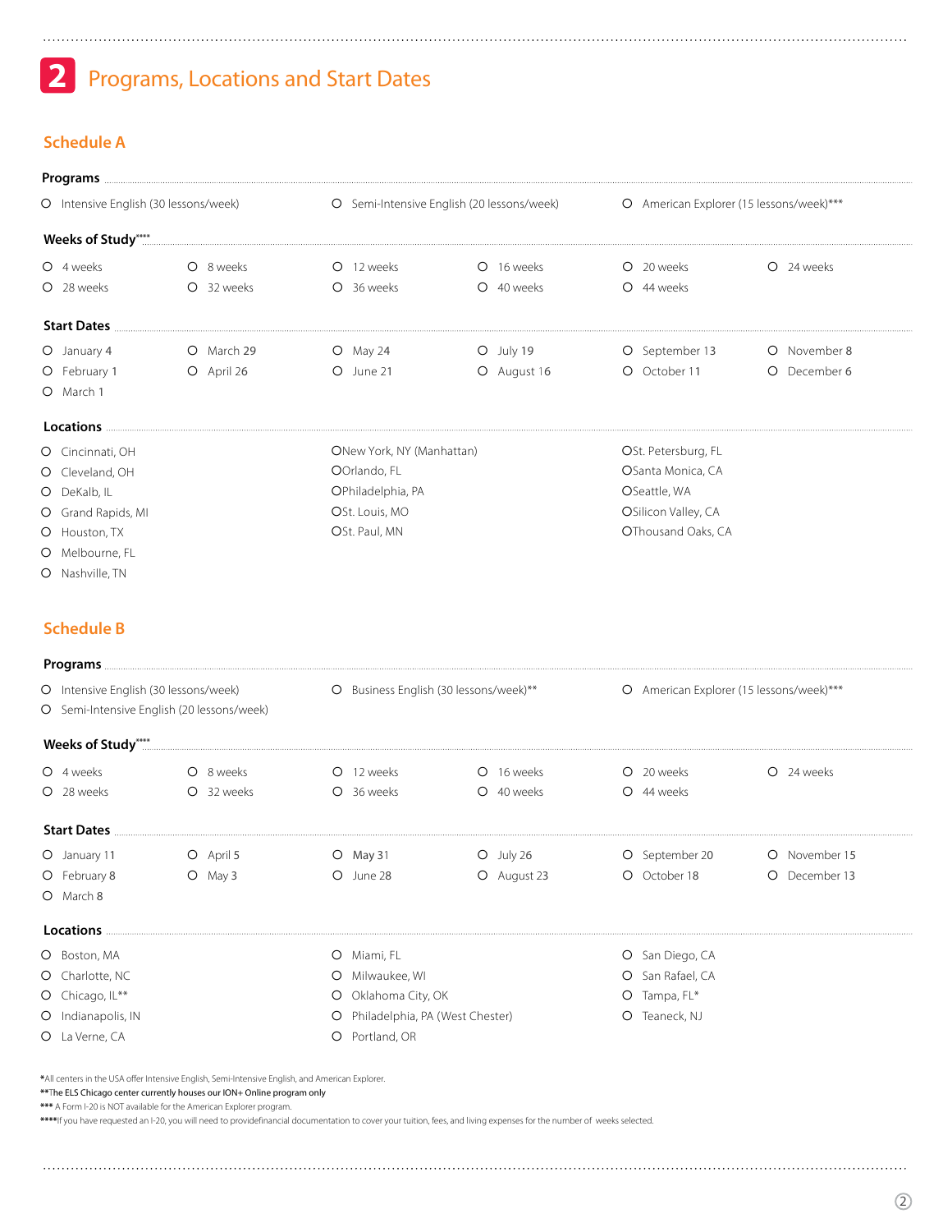# 2 Programs, Locations and Start Dates

## Schedule A

### Programs

- O Intensive English (30 lessons/week)
- O Semi-Intensive English (20 lessons/week)
- O American Explorer (15 lessons/week)***

### Weeks of Study****

| | | | | | |
|---|---|---|---|---|---|
| O 4 weeks | O 8 weeks | O 12 weeks | O 16 weeks | O 20 weeks | O 24 weeks |
| O 28 weeks | O 32 weeks | O 36 weeks | O 40 weeks | O 44 weeks | |

### Start Dates

| | | | | | |
|---|---|---|---|---|---|
| O January 4 | O March 29 | O May 24 | O July 19 | O September 13 | O November 8 |
| O February 1 | O April 26 | O June 21 | O August 16 | O October 11 | O December 6 |
| O March 1 | | | | | |

### Locations

- O Cincinnati, OH
- O Cleveland, OH
- O DeKalb, IL
- O Grand Rapids, MI
- O Houston, TX
- O Melbourne, FL
- O Nashville, TN
- O New York, NY (Manhattan)
- O Orlando, FL
- O Philadelphia, PA
- O St. Louis, MO
- O St. Paul, MN
- O St. Petersburg, FL
- O Santa Monica, CA
- O Seattle, WA
- O Silicon Valley, CA
- O Thousand Oaks, CA

## Schedule B

### Programs

- O Intensive English (30 lessons/week)
- O Semi-Intensive English (20 lessons/week)
- O Business English (30 lessons/week)**
- O American Explorer (15 lessons/week)***

### Weeks of Study****

| | | | | | |
|---|---|---|---|---|---|
| O 4 weeks | O 8 weeks | O 12 weeks | O 16 weeks | O 20 weeks | O 24 weeks |
| O 28 weeks | O 32 weeks | O 36 weeks | O 40 weeks | O 44 weeks | |

### Start Dates

| | | | | | |
|---|---|---|---|---|---|
| O January 11 | O April 5 | O May 31 | O July 26 | O September 20 | O November 15 |
| O February 8 | O May 3 | O June 28 | O August 23 | O October 18 | O December 13 |
| O March 8 | | | | | |

### Locations

- O Boston, MA
- O Charlotte, NC
- O Chicago, IL**
- O Indianapolis, IN
- O La Verne, CA
- O Miami, FL
- O Milwaukee, WI
- O Oklahoma City, OK
- O Philadelphia, PA (West Chester)
- O Portland, OR
- O San Diego, CA
- O San Rafael, CA
- O Tampa, FL*
- O Teaneck, NJ

*All centers in the USA offer Intensive English, Semi-Intensive English, and American Explorer.

**The ELS Chicago center currently houses our ION+ Online program only

*** A Form I-20 is NOT available for the American Explorer program.

****If you have requested an I-20, you will need to providefinancial documentation to cover your tuition, fees, and living expenses for the number of weeks selected.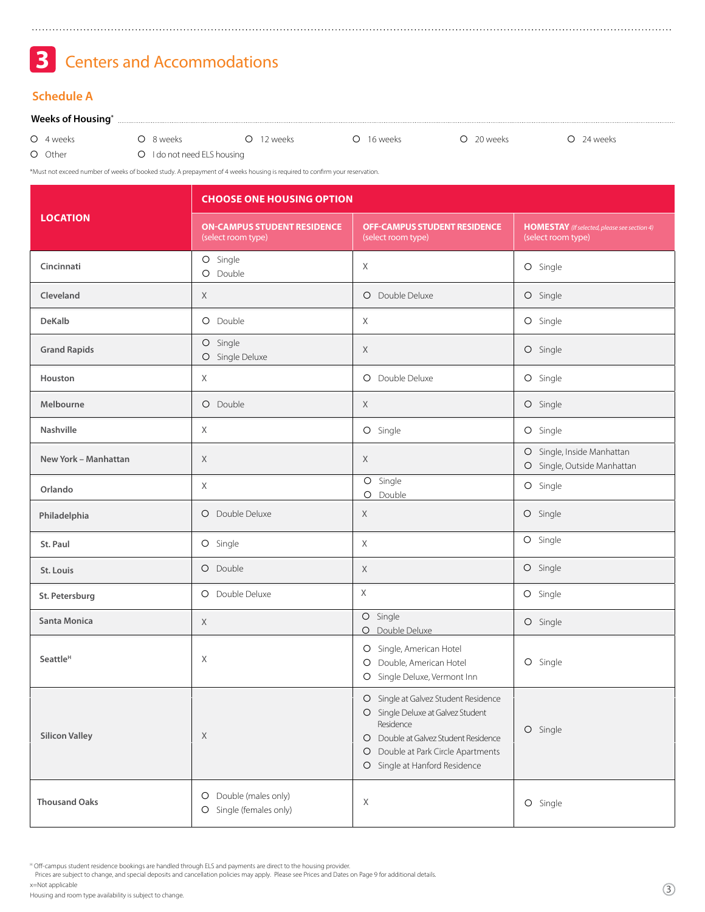## 3 Centers and Accommodations

### Schedule A

**Weeks of Housing***

- O 4 weeks
- O 8 weeks
- O 12 weeks
- O 16 weeks
- O 20 weeks
- O 24 weeks
- O Other
- O I do not need ELS housing

*Must not exceed number of weeks of booked study. A prepayment of 4 weeks housing is required to confirm your reservation.

| LOCATION | CHOOSE ONE HOUSING OPTION | | |
|---|---|---|---|
| | **ON-CAMPUS STUDENT RESIDENCE** (select room type) | **OFF-CAMPUS STUDENT RESIDENCE** (select room type) | **HOMESTAY** *(If selected, please see section 4)* (select room type) |
| **Cincinnati** | O Single<br>O Double | X | O Single |
| **Cleveland** | X | O Double Deluxe | O Single |
| **DeKalb** | O Double | X | O Single |
| **Grand Rapids** | O Single<br>O Single Deluxe | X | O Single |
| **Houston** | X | O Double Deluxe | O Single |
| **Melbourne** | O Double | X | O Single |
| **Nashville** | X | O Single | O Single |
| **New York – Manhattan** | X | X | O Single, Inside Manhattan<br>O Single, Outside Manhattan |
| **Orlando** | X | O Single<br>O Double | O Single |
| **Philadelphia** | O Double Deluxe | X | O Single |
| **St. Paul** | O Single | X | O Single |
| **St. Louis** | O Double | X | O Single |
| **St. Petersburg** | O Double Deluxe | X | O Single |
| **Santa Monica** | X | O Single<br>O Double Deluxe | O Single |
| **Seattle**[H] | X | O Single, American Hotel<br>O Double, American Hotel<br>O Single Deluxe, Vermont Inn | O Single |
| **Silicon Valley** | X | O Single at Galvez Student Residence<br>O Single Deluxe at Galvez Student Residence<br>O Double at Galvez Student Residence<br>O Double at Park Circle Apartments<br>O Single at Hanford Residence | O Single |
| **Thousand Oaks** | O Double (males only)<br>O Single (females only) | X | O Single |

[H] Off-campus student residence bookings are handled through ELS and payments are direct to the housing provider.
Prices are subject to change, and special deposits and cancellation policies may apply. Please see Prices and Dates on Page 9 for additional details.

x=Not applicable

Housing and room type availability is subject to change.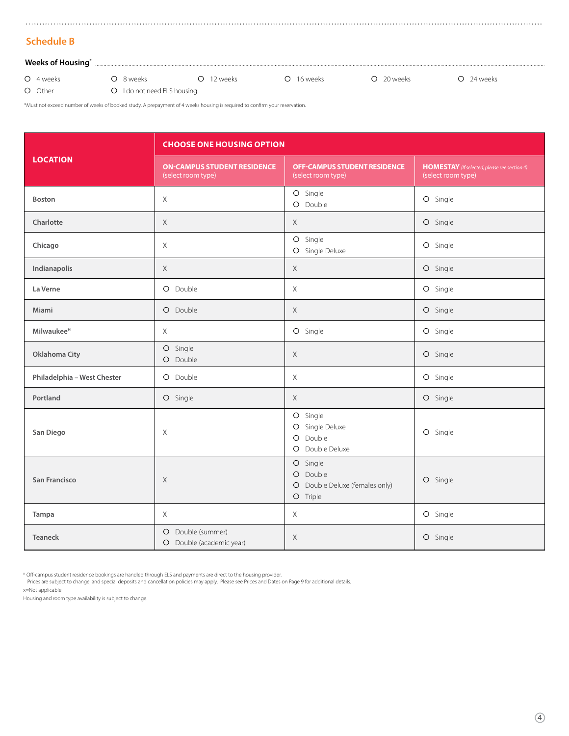## Schedule B

**Weeks of Housing***

- O 4 weeks
- O 8 weeks
- O 12 weeks
- O 16 weeks
- O 20 weeks
- O 24 weeks
- O Other
- O I do not need ELS housing

*Must not exceed number of weeks of booked study. A prepayment of 4 weeks housing is required to confirm your reservation.

| LOCATION | CHOOSE ONE HOUSING OPTION | | |
|---|---|---|---|
| | **ON-CAMPUS STUDENT RESIDENCE** (select room type) | **OFF-CAMPUS STUDENT RESIDENCE** (select room type) | **HOMESTAY** *(If selected, please see section 4)* (select room type) |
| **Boston** | X | O Single<br>O Double | O Single |
| **Charlotte** | X | X | O Single |
| **Chicago** | X | O Single<br>O Single Deluxe | O Single |
| **Indianapolis** | X | X | O Single |
| **La Verne** | O Double | X | O Single |
| **Miami** | O Double | X | O Single |
| **Milwaukee**[H] | X | O Single | O Single |
| **Oklahoma City** | O Single<br>O Double | X | O Single |
| **Philadelphia – West Chester** | O Double | X | O Single |
| **Portland** | O Single | X | O Single |
| **San Diego** | X | O Single<br>O Single Deluxe<br>O Double<br>O Double Deluxe | O Single |
| **San Francisco** | X | O Single<br>O Double<br>O Double Deluxe (females only)<br>O Triple | O Single |
| **Tampa** | X | X | O Single |
| **Teaneck** | O Double (summer)<br>O Double (academic year) | X | O Single |

[H] Off-campus student residence bookings are handled through ELS and payments are direct to the housing provider.
Prices are subject to change, and special deposits and cancellation policies may apply. Please see Prices and Dates on Page 9 for additional details.

x=Not applicable

Housing and room type availability is subject to change.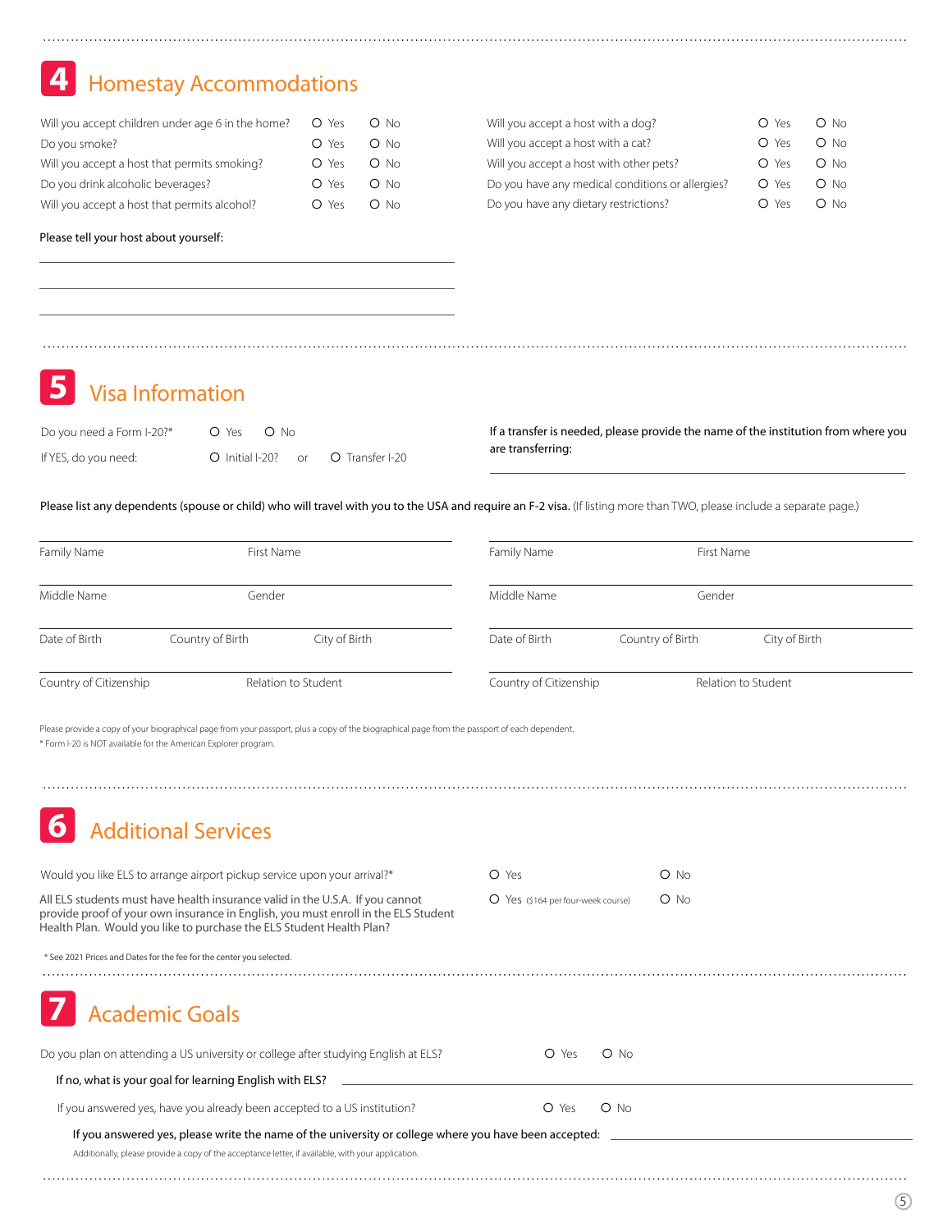## 4 Homestay Accommodations

| Question | Yes | No |
|---|---|---|
| Will you accept children under age 6 in the home? | O Yes | O No |
| Do you smoke? | O Yes | O No |
| Will you accept a host that permits smoking? | O Yes | O No |
| Do you drink alcoholic beverages? | O Yes | O No |
| Will you accept a host that permits alcohol? | O Yes | O No |
| Will you accept a host with a dog? | O Yes | O No |
| Will you accept a host with a cat? | O Yes | O No |
| Will you accept a host with other pets? | O Yes | O No |
| Do you have any medical conditions or allergies? | O Yes | O No |
| Do you have any dietary restrictions? | O Yes | O No |

Please tell your host about yourself:

______________________________

______________________________

______________________________

## 5 Visa Information

Do you need a Form I-20?* O Yes O No

If YES, do you need: O Initial I-20? or O Transfer I-20

If a transfer is needed, please provide the name of the institution from where you are transferring:

______________________________

**Please list any dependents (spouse or child) who will travel with you to the USA and require an F-2 visa.** (If listing more than TWO, please include a separate page.)

| Family Name | First Name | |
|---|---|---|
| Middle Name | Gender | |
| Date of Birth | Country of Birth | City of Birth |
| Country of Citizenship | Relation to Student | |

| Family Name | First Name | |
|---|---|---|
| Middle Name | Gender | |
| Date of Birth | Country of Birth | City of Birth |
| Country of Citizenship | Relation to Student | |

Please provide a copy of your biographical page from your passport, plus a copy of the biographical page from the passport of each dependent.

* Form I-20 is NOT available for the American Explorer program.

## 6 Additional Services

Would you like ELS to arrange airport pickup service upon your arrival?* O Yes O No

All ELS students must have health insurance valid in the U.S.A. If you cannot provide proof of your own insurance in English, you must enroll in the ELS Student Health Plan. Would you like to purchase the ELS Student Health Plan? O Yes ($164 per four-week course) O No

* See 2021 Prices and Dates for the fee for the center you selected.

## 7 Academic Goals

Do you plan on attending a US university or college after studying English at ELS? O Yes O No

If no, what is your goal for learning English with ELS? ______________________________

If you answered yes, have you already been accepted to a US institution? O Yes O No

If you answered yes, please write the name of the university or college where you have been accepted: ______________________________

Additionally, please provide a copy of the acceptance letter, if available, with your application.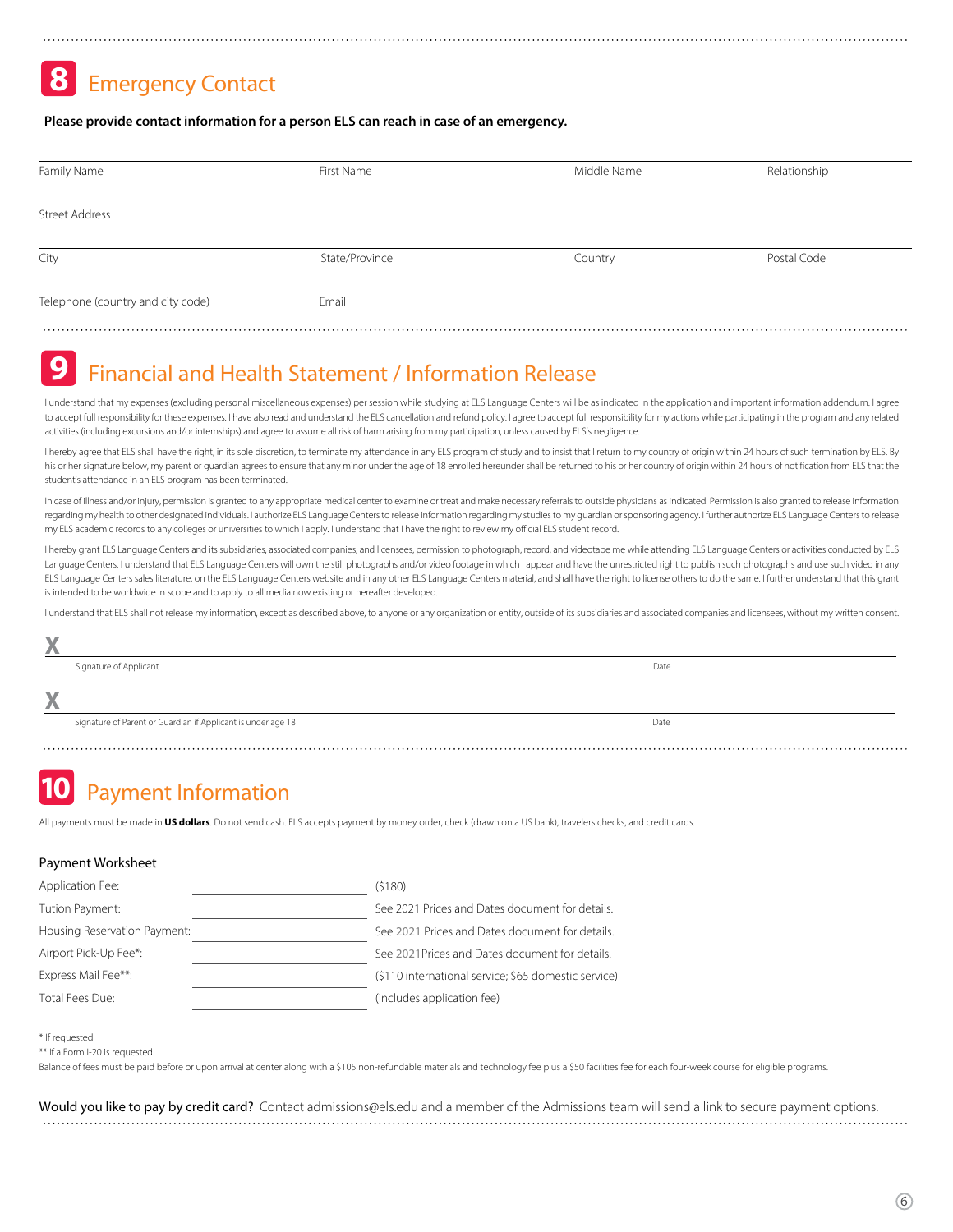## 8 Emergency Contact

**Please provide contact information for a person ELS can reach in case of an emergency.**

| Family Name | First Name | Middle Name | Relationship |
|---|---|---|---|
| | | | |

Street Address

| City | State/Province | Country | Postal Code |
|---|---|---|---|
| | | | |

| Telephone (country and city code) | Email |
|---|---|
| | |

## 9 Financial and Health Statement / Information Release

I understand that my expenses (excluding personal miscellaneous expenses) per session while studying at ELS Language Centers will be as indicated in the application and important information addendum. I agree to accept full responsibility for these expenses. I have also read and understand the ELS cancellation and refund policy. I agree to accept full responsibility for my actions while participating in the program and any related activities (including excursions and/or internships) and agree to assume all risk of harm arising from my participation, unless caused by ELS's negligence.

I hereby agree that ELS shall have the right, in its sole discretion, to terminate my attendance in any ELS program of study and to insist that I return to my country of origin within 24 hours of such termination by ELS. By his or her signature below, my parent or guardian agrees to ensure that any minor under the age of 18 enrolled hereunder shall be returned to his or her country of origin within 24 hours of notification from ELS that the student's attendance in an ELS program has been terminated.

In case of illness and/or injury, permission is granted to any appropriate medical center to examine or treat and make necessary referrals to outside physicians as indicated. Permission is also granted to release information regarding my health to other designated individuals. I authorize ELS Language Centers to release information regarding my studies to my guardian or sponsoring agency. I further authorize ELS Language Centers to release my ELS academic records to any colleges or universities to which I apply. I understand that I have the right to review my official ELS student record.

I hereby grant ELS Language Centers and its subsidiaries, associated companies, and licensees, permission to photograph, record, and videotape me while attending ELS Language Centers or activities conducted by ELS Language Centers. I understand that ELS Language Centers will own the still photographs and/or video footage in which I appear and have the unrestricted right to publish such photographs and use such video in any ELS Language Centers sales literature, on the ELS Language Centers website and in any other ELS Language Centers material, and shall have the right to license others to do the same. I further understand that this grant is intended to be worldwide in scope and to apply to all media now existing or hereafter developed.

I understand that ELS shall not release my information, except as described above, to anyone or any organization or entity, outside of its subsidiaries and associated companies and licensees, without my written consent.

X

Signature of Applicant — Date

X

Signature of Parent or Guardian if Applicant is under age 18 — Date

## 10 Payment Information

All payments must be made in **US dollars**. Do not send cash. ELS accepts payment by money order, check (drawn on a US bank), travelers checks, and credit cards.

### Payment Worksheet

| | | |
|---|---|---|
| Application Fee: | | ($180) |
| Tution Payment: | | See 2021 Prices and Dates document for details. |
| Housing Reservation Payment: | | See 2021 Prices and Dates document for details. |
| Airport Pick-Up Fee*: | | See 2021Prices and Dates document for details. |
| Express Mail Fee**: | | ($110 international service; $65 domestic service) |
| Total Fees Due: | | (includes application fee) |

* If requested

** If a Form I-20 is requested

Balance of fees must be paid before or upon arrival at center along with a $105 non-refundable materials and technology fee plus a $50 facilities fee for each four-week course for eligible programs.

Would you like to pay by credit card? Contact admissions@els.edu and a member of the Admissions team will send a link to secure payment options.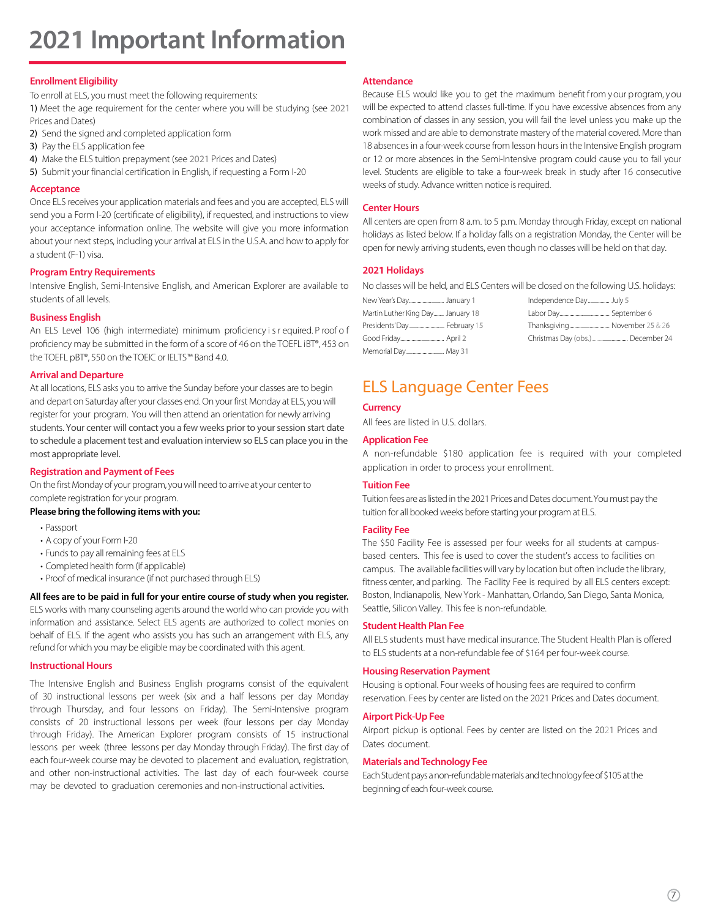# 2021 Important Information

## Enrollment Eligibility

To enroll at ELS, you must meet the following requirements:

1) Meet the age requirement for the center where you will be studying (see 2021 Prices and Dates)
2) Send the signed and completed application form
3) Pay the ELS application fee
4) Make the ELS tuition prepayment (see 2021 Prices and Dates)
5) Submit your financial certification in English, if requesting a Form I-20

## Acceptance

Once ELS receives your application materials and fees and you are accepted, ELS will send you a Form I-20 (certificate of eligibility), if requested, and instructions to view your acceptance information online. The website will give you more information about your next steps, including your arrival at ELS in the U.S.A. and how to apply for a student (F-1) visa.

## Program Entry Requirements

Intensive English, Semi-Intensive English, and American Explorer are available to students of all levels.

## Business English

An ELS Level 106 (high intermediate) minimum proficiency is required. Proof of proficiency may be submitted in the form of a score of 46 on the TOEFL iBT®, 453 on the TOEFL pBT®, 550 on the TOEIC or IELTS™ Band 4.0.

## Arrival and Departure

At all locations, ELS asks you to arrive the Sunday before your classes are to begin and depart on Saturday after your classes end. On your first Monday at ELS, you will register for your program. You will then attend an orientation for newly arriving students. Your center will contact you a few weeks prior to your session start date to schedule a placement test and evaluation interview so ELS can place you in the most appropriate level.

## Registration and Payment of Fees

On the first Monday of your program, you will need to arrive at your center to complete registration for your program.

**Please bring the following items with you:**

- Passport
- A copy of your Form I-20
- Funds to pay all remaining fees at ELS
- Completed health form (if applicable)
- Proof of medical insurance (if not purchased through ELS)

**All fees are to be paid in full for your entire course of study when you register.** ELS works with many counseling agents around the world who can provide you with information and assistance. Select ELS agents are authorized to collect monies on behalf of ELS. If the agent who assists you has such an arrangement with ELS, any refund for which you may be eligible may be coordinated with this agent.

## Instructional Hours

The Intensive English and Business English programs consist of the equivalent of 30 instructional lessons per week (six and a half lessons per day Monday through Thursday, and four lessons on Friday). The Semi-Intensive program consists of 20 instructional lessons per week (four lessons per day Monday through Friday). The American Explorer program consists of 15 instructional lessons per week (three lessons per day Monday through Friday). The first day of each four-week course may be devoted to placement and evaluation, registration, and other non-instructional activities. The last day of each four-week course may be devoted to graduation ceremonies and non-instructional activities.

## Attendance

Because ELS would like you to get the maximum benefit from your program, you will be expected to attend classes full-time. If you have excessive absences from any combination of classes in any session, you will fail the level unless you make up the work missed and are able to demonstrate mastery of the material covered. More than 18 absences in a four-week course from lesson hours in the Intensive English program or 12 or more absences in the Semi-Intensive program could cause you to fail your level. Students are eligible to take a four-week break in study after 16 consecutive weeks of study. Advance written notice is required.

## Center Hours

All centers are open from 8 a.m. to 5 p.m. Monday through Friday, except on national holidays as listed below. If a holiday falls on a registration Monday, the Center will be open for newly arriving students, even though no classes will be held on that day.

## 2021 Holidays

No classes will be held, and ELS Centers will be closed on the following U.S. holidays:

| Holiday | Date |
|---|---|
| New Year's Day | January 1 |
| Martin Luther King Day | January 18 |
| Presidents' Day | February 15 |
| Good Friday | April 2 |
| Memorial Day | May 31 |
| Independence Day | July 5 |
| Labor Day | September 6 |
| Thanksgiving | November 25 & 26 |
| Christmas Day (obs.) | December 24 |

# ELS Language Center Fees

## Currency

All fees are listed in U.S. dollars.

## Application Fee

A non-refundable $180 application fee is required with your completed application in order to process your enrollment.

## Tuition Fee

Tuition fees are as listed in the 2021 Prices and Dates document. You must pay the tuition for all booked weeks before starting your program at ELS.

## Facility Fee

The $50 Facility Fee is assessed per four weeks for all students at campus-based centers. This fee is used to cover the student's access to facilities on campus. The available facilities will vary by location but often include the library, fitness center, and parking. The Facility Fee is required by all ELS centers except: Boston, Indianapolis, New York - Manhattan, Orlando, San Diego, Santa Monica, Seattle, Silicon Valley. This fee is non-refundable.

## Student Health Plan Fee

All ELS students must have medical insurance. The Student Health Plan is offered to ELS students at a non-refundable fee of $164 per four-week course.

## Housing Reservation Payment

Housing is optional. Four weeks of housing fees are required to confirm reservation. Fees by center are listed on the 2021 Prices and Dates document.

## Airport Pick-Up Fee

Airport pickup is optional. Fees by center are listed on the 2021 Prices and Dates document.

## Materials and Technology Fee

Each Student pays a non-refundable materials and technology fee of $105 at the beginning of each four-week course.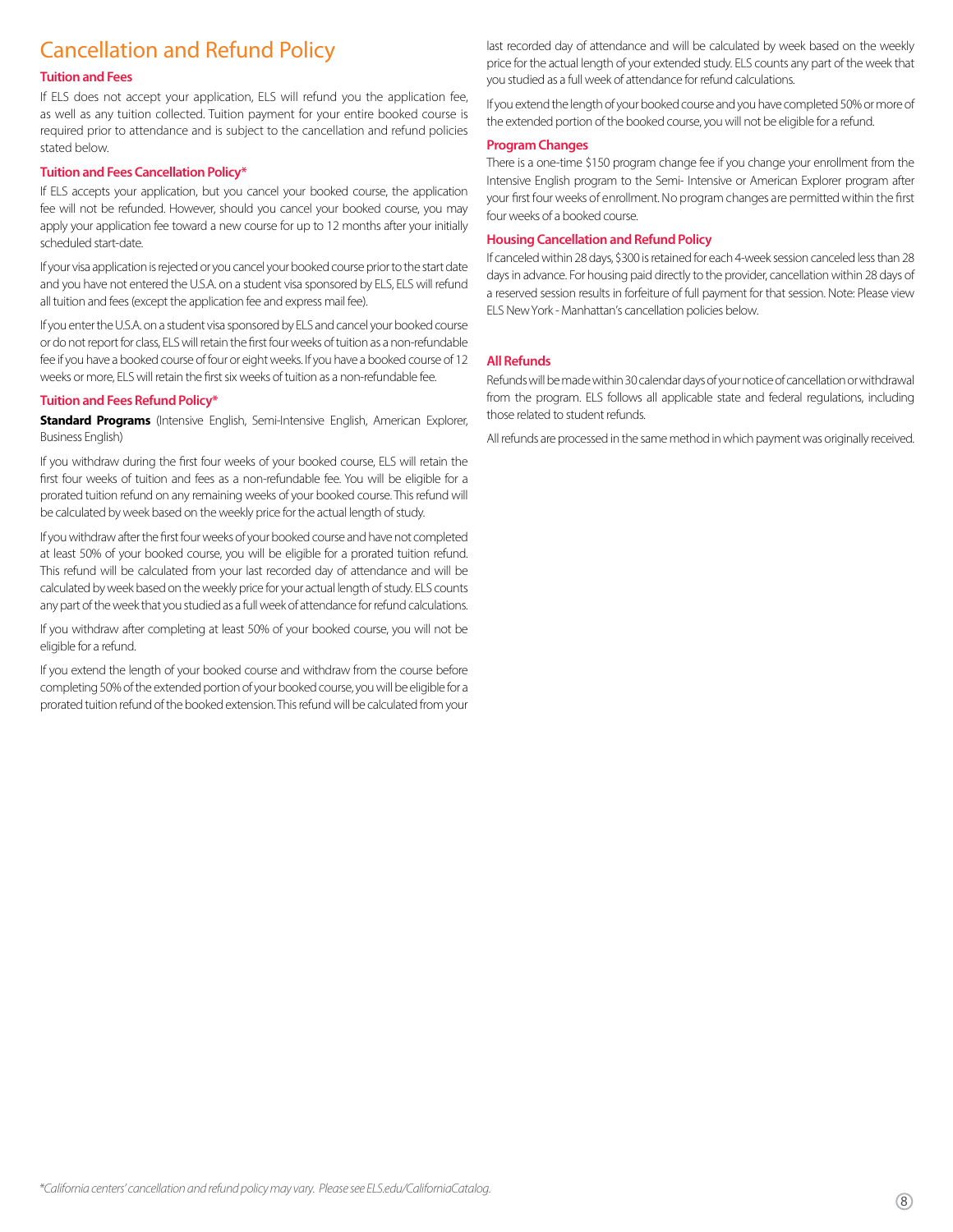# Cancellation and Refund Policy

## Tuition and Fees

If ELS does not accept your application, ELS will refund you the application fee, as well as any tuition collected. Tuition payment for your entire booked course is required prior to attendance and is subject to the cancellation and refund policies stated below.

## Tuition and Fees Cancellation Policy*

If ELS accepts your application, but you cancel your booked course, the application fee will not be refunded. However, should you cancel your booked course, you may apply your application fee toward a new course for up to 12 months after your initially scheduled start-date.

If your visa application is rejected or you cancel your booked course prior to the start date and you have not entered the U.S.A. on a student visa sponsored by ELS, ELS will refund all tuition and fees (except the application fee and express mail fee).

If you enter the U.S.A. on a student visa sponsored by ELS and cancel your booked course or do not report for class, ELS will retain the first four weeks of tuition as a non-refundable fee if you have a booked course of four or eight weeks. If you have a booked course of 12 weeks or more, ELS will retain the first six weeks of tuition as a non-refundable fee.

## Tuition and Fees Refund Policy*

**Standard Programs** (Intensive English, Semi-Intensive English, American Explorer, Business English)

If you withdraw during the first four weeks of your booked course, ELS will retain the first four weeks of tuition and fees as a non-refundable fee. You will be eligible for a prorated tuition refund on any remaining weeks of your booked course. This refund will be calculated by week based on the weekly price for the actual length of study.

If you withdraw after the first four weeks of your booked course and have not completed at least 50% of your booked course, you will be eligible for a prorated tuition refund. This refund will be calculated from your last recorded day of attendance and will be calculated by week based on the weekly price for your actual length of study. ELS counts any part of the week that you studied as a full week of attendance for refund calculations.

If you withdraw after completing at least 50% of your booked course, you will not be eligible for a refund.

If you extend the length of your booked course and withdraw from the course before completing 50% of the extended portion of your booked course, you will be eligible for a prorated tuition refund of the booked extension. This refund will be calculated from your last recorded day of attendance and will be calculated by week based on the weekly price for the actual length of your extended study. ELS counts any part of the week that you studied as a full week of attendance for refund calculations.

If you extend the length of your booked course and you have completed 50% or more of the extended portion of the booked course, you will not be eligible for a refund.

## Program Changes

There is a one-time $150 program change fee if you change your enrollment from the Intensive English program to the Semi- Intensive or American Explorer program after your first four weeks of enrollment. No program changes are permitted within the first four weeks of a booked course.

## Housing Cancellation and Refund Policy

If canceled within 28 days, $300 is retained for each 4-week session canceled less than 28 days in advance. For housing paid directly to the provider, cancellation within 28 days of a reserved session results in forfeiture of full payment for that session. Note: Please view ELS New York - Manhattan's cancellation policies below.

## All Refunds

Refunds will be made within 30 calendar days of your notice of cancellation or withdrawal from the program. ELS follows all applicable state and federal regulations, including those related to student refunds.

All refunds are processed in the same method in which payment was originally received.

*California centers' cancellation and refund policy may vary. Please see ELS.edu/CaliforniaCatalog.*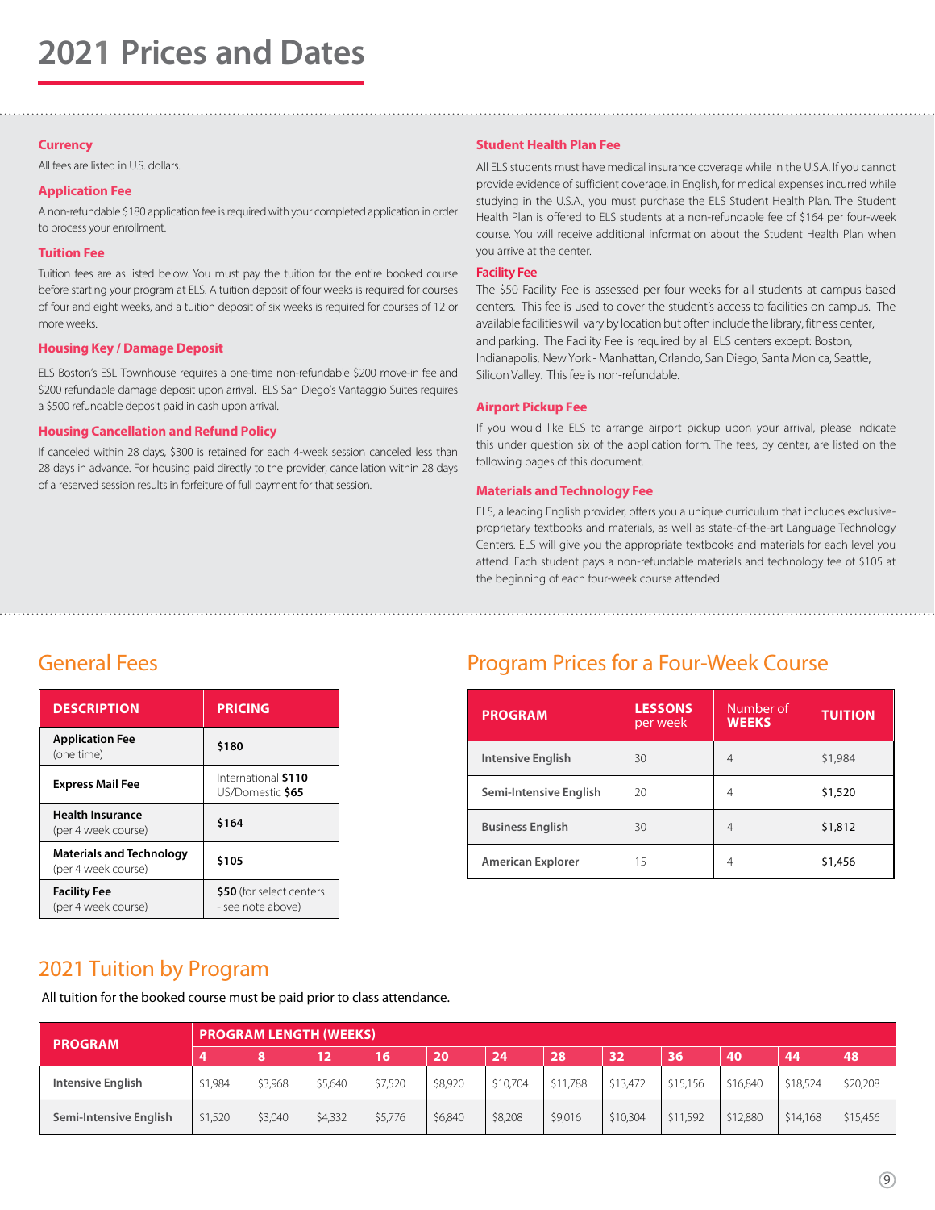# 2021 Prices and Dates

### Currency

All fees are listed in U.S. dollars.

### Application Fee

A non-refundable $180 application fee is required with your completed application in order to process your enrollment.

### Tuition Fee

Tuition fees are as listed below. You must pay the tuition for the entire booked course before starting your program at ELS. A tuition deposit of four weeks is required for courses of four and eight weeks, and a tuition deposit of six weeks is required for courses of 12 or more weeks.

### Housing Key / Damage Deposit

ELS Boston's ESL Townhouse requires a one-time non-refundable $200 move-in fee and $200 refundable damage deposit upon arrival. ELS San Diego's Vantaggio Suites requires a $500 refundable deposit paid in cash upon arrival.

### Housing Cancellation and Refund Policy

If canceled within 28 days, $300 is retained for each 4-week session canceled less than 28 days in advance. For housing paid directly to the provider, cancellation within 28 days of a reserved session results in forfeiture of full payment for that session.

### Student Health Plan Fee

All ELS students must have medical insurance coverage while in the U.S.A. If you cannot provide evidence of sufficient coverage, in English, for medical expenses incurred while studying in the U.S.A., you must purchase the ELS Student Health Plan. The Student Health Plan is offered to ELS students at a non-refundable fee of $164 per four-week course. You will receive additional information about the Student Health Plan when you arrive at the center.

### Facility Fee

The $50 Facility Fee is assessed per four weeks for all students at campus-based centers. This fee is used to cover the student's access to facilities on campus. The available facilities will vary by location but often include the library, fitness center, and parking. The Facility Fee is required by all ELS centers except: Boston, Indianapolis, New York - Manhattan, Orlando, San Diego, Santa Monica, Seattle, Silicon Valley. This fee is non-refundable.

### Airport Pickup Fee

If you would like ELS to arrange airport pickup upon your arrival, please indicate this under question six of the application form. The fees, by center, are listed on the following pages of this document.

### Materials and Technology Fee

ELS, a leading English provider, offers you a unique curriculum that includes exclusive-proprietary textbooks and materials, as well as state-of-the-art Language Technology Centers. ELS will give you the appropriate textbooks and materials for each level you attend. Each student pays a non-refundable materials and technology fee of $105 at the beginning of each four-week course attended.

## General Fees

| DESCRIPTION | PRICING |
|---|---|
| **Application Fee** (one time) | **$180** |
| **Express Mail Fee** | International **$110**<br>US/Domestic **$65** |
| **Health Insurance** (per 4 week course) | **$164** |
| **Materials and Technology** (per 4 week course) | **$105** |
| **Facility Fee** (per 4 week course) | **$50** (for select centers - see note above) |

## Program Prices for a Four-Week Course

| PROGRAM | LESSONS per week | Number of WEEKS | TUITION |
|---|---|---|---|
| **Intensive English** | 30 | 4 | $1,984 |
| **Semi-Intensive English** | 20 | 4 | $1,520 |
| **Business English** | 30 | 4 | $1,812 |
| **American Explorer** | 15 | 4 | $1,456 |

## 2021 Tuition by Program

All tuition for the booked course must be paid prior to class attendance.

| PROGRAM | PROGRAM LENGTH (WEEKS) | | | | | | | | | | | |
|---|---|---|---|---|---|---|---|---|---|---|---|---|
| | 4 | 8 | 12 | 16 | 20 | 24 | 28 | 32 | 36 | 40 | 44 | 48 |
| **Intensive English** | $1,984 | $3,968 | $5,640 | $7,520 | $8,920 | $10,704 | $11,788 | $13,472 | $15,156 | $16,840 | $18,524 | $20,208 |
| **Semi-Intensive English** | $1,520 | $3,040 | $4,332 | $5,776 | $6,840 | $8,208 | $9,016 | $10,304 | $11,592 | $12,880 | $14,168 | $15,456 |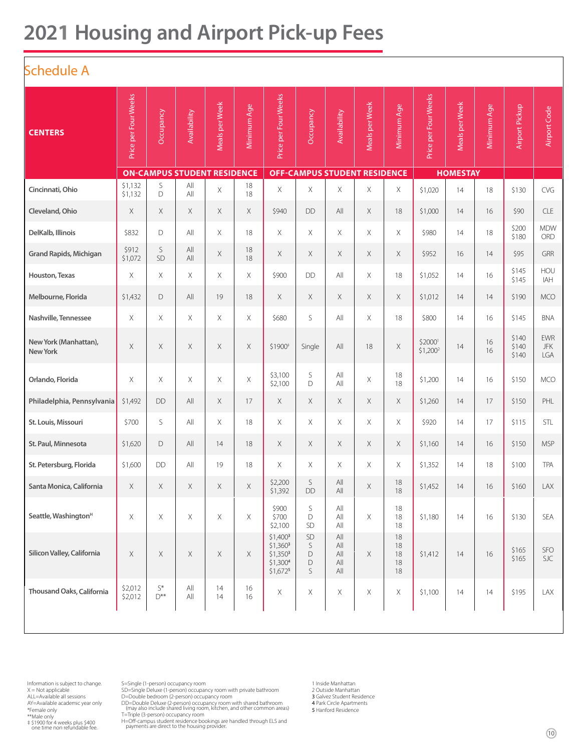# 2021 Housing and Airport Pick-up Fees

## Schedule A

| CENTERS | ON-CAMPUS STUDENT RESIDENCE | | | | | OFF-CAMPUS STUDENT RESIDENCE | | | | | HOMESTAY | | | | |
|---|---|---|---|---|---|---|---|---|---|---|---|---|---|---|---|
| | Price per Four Weeks | Occupancy | Availability | Meals per Week | Minimum Age | Price per Four Weeks | Occupancy | Availability | Meals per Week | Minimum Age | Price per Four Weeks | Meals per Week | Minimum Age | Airport Pickup | Airport Code |
| Cincinnati, Ohio | $1,132<br>$1,132 | S<br>D | All<br>All | X | 18<br>18 | X | X | X | X | X | $1,020 | 14 | 18 | $130 | CVG |
| Cleveland, Ohio | X | X | X | X | X | $940 | DD | All | X | 18 | $1,000 | 14 | 16 | $90 | CLE |
| DelKalb, Illinois | $832 | D | All | X | 18 | X | X | X | X | X | $980 | 14 | 18 | $200<br>$180 | MDW<br>ORD |
| Grand Rapids, Michigan | $912<br>$1,072 | S<br>SD | All<br>All | X | 18<br>18 | X | X | X | X | X | $952 | 16 | 14 | $95 | GRR |
| Houston, Texas | X | X | X | X | X | $900 | DD | All | X | 18 | $1,052 | 14 | 16 | $145<br>$145 | HOU<br>IAH |
| Melbourne, Florida | $1,432 | D | All | 19 | 18 | X | X | X | X | X | $1,012 | 14 | 14 | $190 | MCO |
| Nashville, Tennessee | X | X | X | X | X | $680 | S | All | X | 18 | $800 | 14 | 16 | $145 | BNA |
| New York (Manhattan), New York | X | X | X | X | X | $1900‡ | Single | All | 18 | X | $2000[1]<br>$1,200[2] | 14 | 16<br>16 | $140<br>$140<br>$140 | EWR<br>JFK<br>LGA |
| Orlando, Florida | X | X | X | X | X | $3,100<br>$2,100 | S<br>D | All<br>All | X | 18<br>18 | $1,200 | 14 | 16 | $150 | MCO |
| Philadelphia, Pennsylvania | $1,492 | DD | All | X | 17 | X | X | X | X | X | $1,260 | 14 | 17 | $150 | PHL |
| St. Louis, Missouri | $700 | S | All | X | 18 | X | X | X | X | X | $920 | 14 | 17 | $115 | STL |
| St. Paul, Minnesota | $1,620 | D | All | 14 | 18 | X | X | X | X | X | $1,160 | 14 | 16 | $150 | MSP |
| St. Petersburg, Florida | $1,600 | DD | All | 19 | 18 | X | X | X | X | X | $1,352 | 14 | 18 | $100 | TPA |
| Santa Monica, California | X | X | X | X | X | $2,200<br>$1,392 | S<br>DD | All<br>All | X | 18<br>18 | $1,452 | 14 | 16 | $160 | LAX |
| Seattle, Washington[H] | X | X | X | X | X | $900<br>$700<br>$2,100 | S<br>D<br>SD | All<br>All<br>All | X | 18<br>18<br>18 | $1,180 | 14 | 16 | $130 | SEA |
| Silicon Valley, California | X | X | X | X | X | $1,400[3]<br>$1,360[3]<br>$1,350[3]<br>$1,300[4]<br>$1,672[5] | SD<br>S<br>D<br>D<br>S | All<br>All<br>All<br>All<br>All | X | 18<br>18<br>18<br>18<br>18 | $1,412 | 14 | 16 | $165<br>$165 | SFO<br>SJC |
| Thousand Oaks, California | $2,012<br>$2,012 | S*<br>D** | All<br>All | 14<br>14 | 16<br>16 | X | X | X | X | X | $1,100 | 14 | 14 | $195 | LAX |

Information is subject to change.
X = Not applicable
ALL=Available all sessions
AY=Available academic year only
*Female only
**Male only
‡ $1900 for 4 weeks plus $400 one time non refundable fee.

S=Single (1-person) occupancy room
SD=Single Deluxe (1-person) occupancy room with private bathroom
D=Double bedroom (2-person) occupancy room
DD=Double Deluxe (2-person) occupancy room with shared bathroom (may also include shared living room, kitchen, and other common areas)
T=Triple (3-person) occupancy room
H=Off-campus student residence bookings are handled through ELS and payments are direct to the housing provider.

1 Inside Manhattan
2 Outside Manhattan
3 Galvez Student Residence
4 Park Circle Apartments
5 Hanford Residence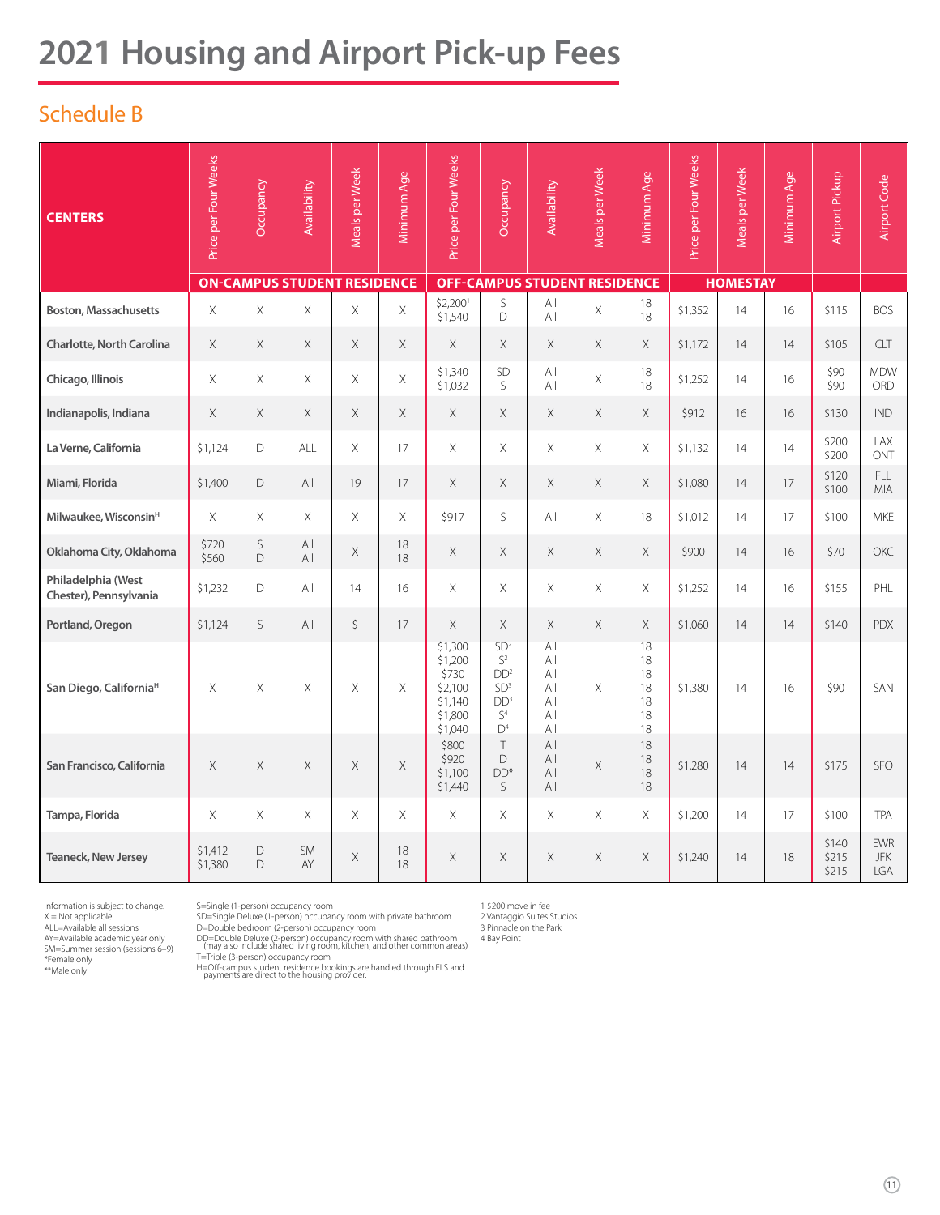# 2021 Housing and Airport Pick-up Fees

## Schedule B

| CENTERS | ON-CAMPUS STUDENT RESIDENCE | | | | | OFF-CAMPUS STUDENT RESIDENCE | | | | | HOMESTAY | | | | |
|---|---|---|---|---|---|---|---|---|---|---|---|---|---|---|---|
| | Price per Four Weeks | Occupancy | Availability | Meals per Week | Minimum Age | Price per Four Weeks | Occupancy | Availability | Meals per Week | Minimum Age | Price per Four Weeks | Meals per Week | Minimum Age | Airport Pickup | Airport Code |
| Boston, Massachusetts | X | X | X | X | X | $2,200[1]<br>$1,540 | S<br>D | All<br>All | X | 18<br>18 | $1,352 | 14 | 16 | $115 | BOS |
| Charlotte, North Carolina | X | X | X | X | X | X | X | X | X | X | $1,172 | 14 | 14 | $105 | CLT |
| Chicago, Illinois | X | X | X | X | X | $1,340<br>$1,032 | SD<br>S | All<br>All | X | 18<br>18 | $1,252 | 14 | 16 | $90<br>$90 | MDW<br>ORD |
| Indianapolis, Indiana | X | X | X | X | X | X | X | X | X | X | $912 | 16 | 16 | $130 | IND |
| La Verne, California | $1,124 | D | ALL | X | 17 | X | X | X | X | X | $1,132 | 14 | 14 | $200<br>$200 | LAX<br>ONT |
| Miami, Florida | $1,400 | D | All | 19 | 17 | X | X | X | X | X | $1,080 | 14 | 17 | $120<br>$100 | FLL<br>MIA |
| Milwaukee, Wisconsin[H] | X | X | X | X | X | $917 | S | All | X | 18 | $1,012 | 14 | 17 | $100 | MKE |
| Oklahoma City, Oklahoma | $720<br>$560 | S<br>D | All<br>All | X | 18<br>18 | X | X | X | X | X | $900 | 14 | 16 | $70 | OKC |
| Philadelphia (West Chester), Pennsylvania | $1,232 | D | All | 14 | 16 | X | X | X | X | X | $1,252 | 14 | 16 | $155 | PHL |
| Portland, Oregon | $1,124 | S | All | $ | 17 | X | X | X | X | X | $1,060 | 14 | 14 | $140 | PDX |
| San Diego, California[H] | X | X | X | X | X | $1,300<br>$1,200<br>$730<br>$2,100<br>$1,140<br>$1,800<br>$1,040 | SD[2]<br>S[2]<br>DD[2]<br>SD[3]<br>DD[3]<br>S[4]<br>D[4] | All<br>All<br>All<br>All<br>All<br>All<br>All | X | 18<br>18<br>18<br>18<br>18<br>18<br>18 | $1,380 | 14 | 16 | $90 | SAN |
| San Francisco, California | X | X | X | X | X | $800<br>$920<br>$1,100<br>$1,440 | T<br>D<br>DD*<br>S | All<br>All<br>All<br>All | X | 18<br>18<br>18<br>18 | $1,280 | 14 | 14 | $175 | SFO |
| Tampa, Florida | X | X | X | X | X | X | X | X | X | X | $1,200 | 14 | 17 | $100 | TPA |
| Teaneck, New Jersey | $1,412<br>$1,380 | D<br>D | SM<br>AY | X | 18<br>18 | X | X | X | X | X | $1,240 | 14 | 18 | $140<br>$215<br>$215 | EWR<br>JFK<br>LGA |

Information is subject to change.
X = Not applicable
ALL=Available all sessions
AY=Available academic year only
SM=Summer session (sessions 6–9)
*Female only
**Male only

S=Single (1-person) occupancy room
SD=Single Deluxe (1-person) occupancy room with private bathroom
D=Double bedroom (2-person) occupancy room
DD=Double Deluxe (2-person) occupancy room with shared bathroom (may also include shared living room, kitchen, and other common areas)
T=Triple (3-person) occupancy room
H=Off-campus student residence bookings are handled through ELS and payments are direct to the housing provider.

1 $200 move in fee
2 Vantaggio Suites Studios
3 Pinnacle on the Park
4 Bay Point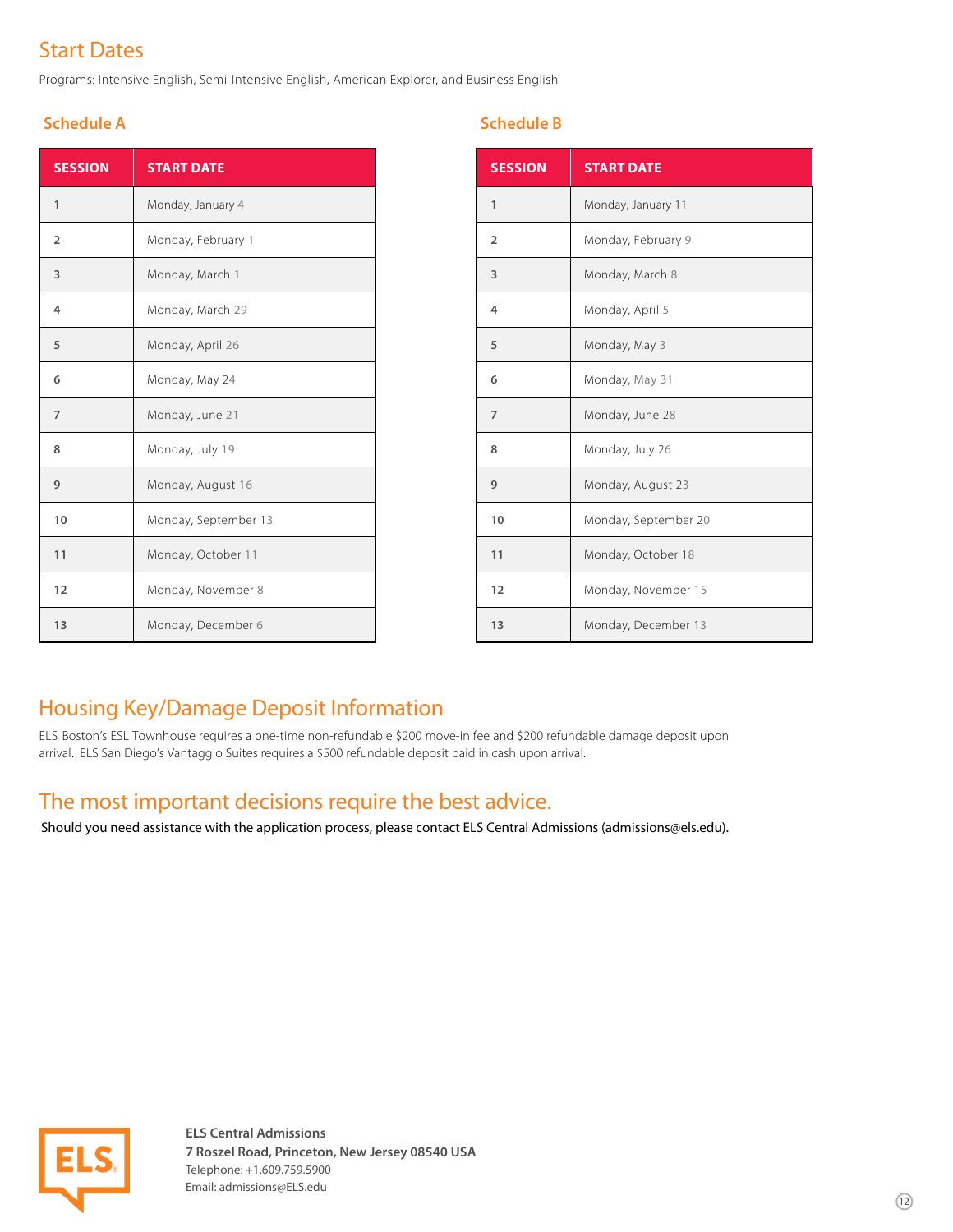## Start Dates

Programs: Intensive English, Semi-Intensive English, American Explorer, and Business English

### Schedule A

| SESSION | START DATE |
|---|---|
| 1 | Monday, January 4 |
| 2 | Monday, February 1 |
| 3 | Monday, March 1 |
| 4 | Monday, March 29 |
| 5 | Monday, April 26 |
| 6 | Monday, May 24 |
| 7 | Monday, June 21 |
| 8 | Monday, July 19 |
| 9 | Monday, August 16 |
| 10 | Monday, September 13 |
| 11 | Monday, October 11 |
| 12 | Monday, November 8 |
| 13 | Monday, December 6 |

### Schedule B

| SESSION | START DATE |
|---|---|
| 1 | Monday, January 11 |
| 2 | Monday, February 9 |
| 3 | Monday, March 8 |
| 4 | Monday, April 5 |
| 5 | Monday, May 3 |
| 6 | Monday, May 31 |
| 7 | Monday, June 28 |
| 8 | Monday, July 26 |
| 9 | Monday, August 23 |
| 10 | Monday, September 20 |
| 11 | Monday, October 18 |
| 12 | Monday, November 15 |
| 13 | Monday, December 13 |

## Housing Key/Damage Deposit Information

ELS Boston's ESL Townhouse requires a one-time non-refundable $200 move-in fee and $200 refundable damage deposit upon arrival. ELS San Diego's Vantaggio Suites requires a $500 refundable deposit paid in cash upon arrival.

## The most important decisions require the best advice.

Should you need assistance with the application process, please contact ELS Central Admissions (admissions@els.edu).

**ELS Central Admissions**
**7 Roszel Road, Princeton, New Jersey 08540 USA**
Telephone: +1.609.759.5900
Email: admissions@ELS.edu